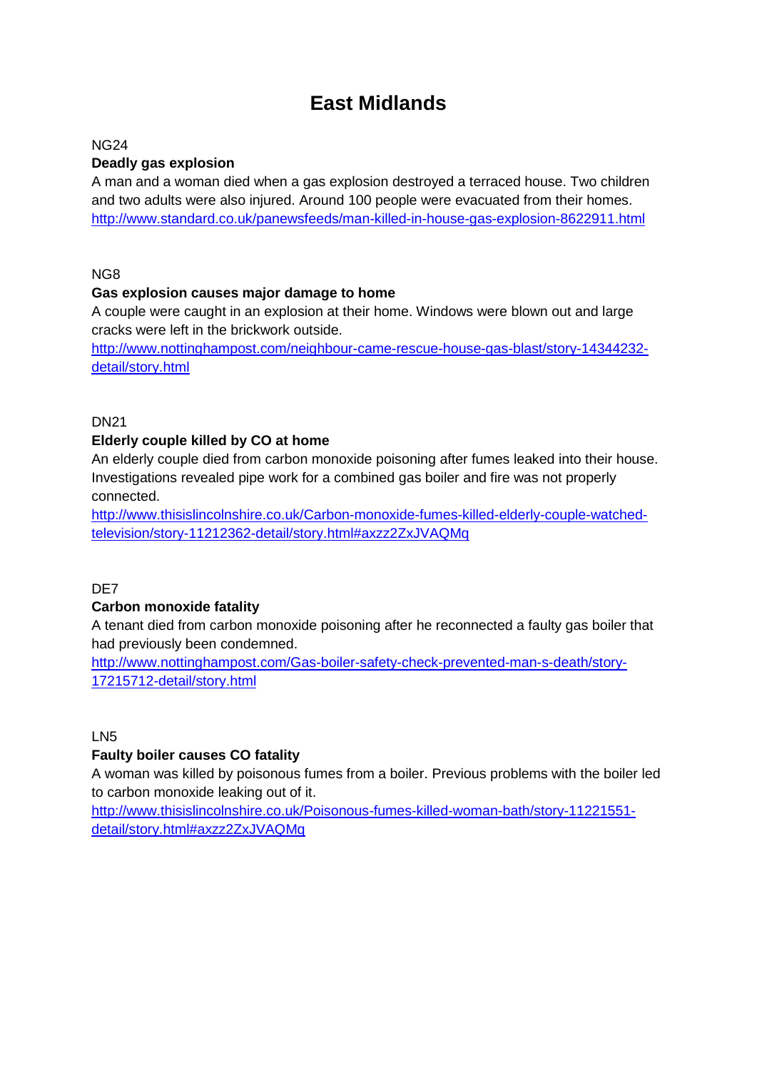# East Midlands

NG24

**Deadly gas explosion**

A man and a woman died when a gas explosion destroyed a terraced house. Two children and two adults were also injured. Around 100 people were evacuated from their homes.
http://www.standard.co.uk/panewsfeeds/man-killed-in-house-gas-explosion-8622911.html

NG8

**Gas explosion causes major damage to home**

A couple were caught in an explosion at their home. Windows were blown out and large cracks were left in the brickwork outside.
http://www.nottinghampost.com/neighbour-came-rescue-house-gas-blast/story-14344232-detail/story.html

DN21

**Elderly couple killed by CO at home**

An elderly couple died from carbon monoxide poisoning after fumes leaked into their house. Investigations revealed pipe work for a combined gas boiler and fire was not properly connected.
http://www.thisislincolnshire.co.uk/Carbon-monoxide-fumes-killed-elderly-couple-watched-television/story-11212362-detail/story.html#axzz2ZxJVAQMq

DE7

**Carbon monoxide fatality**

A tenant died from carbon monoxide poisoning after he reconnected a faulty gas boiler that had previously been condemned.
http://www.nottinghampost.com/Gas-boiler-safety-check-prevented-man-s-death/story-17215712-detail/story.html

LN5

**Faulty boiler causes CO fatality**

A woman was killed by poisonous fumes from a boiler. Previous problems with the boiler led to carbon monoxide leaking out of it.
http://www.thisislincolnshire.co.uk/Poisonous-fumes-killed-woman-bath/story-11221551-detail/story.html#axzz2ZxJVAQMq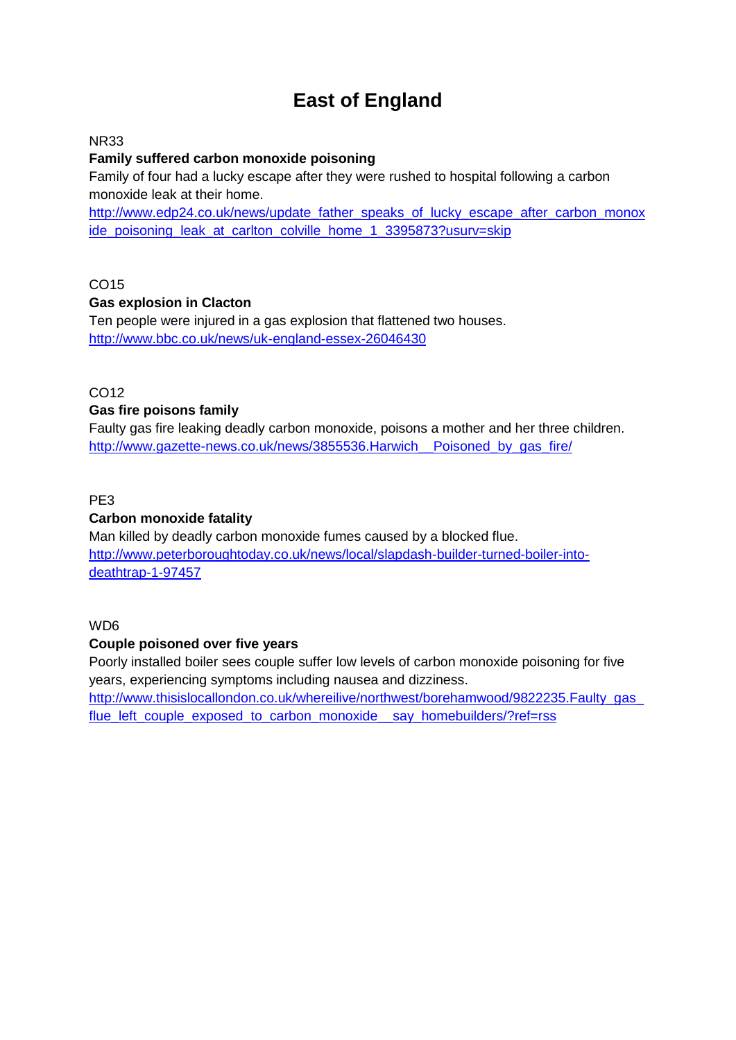# East of England

NR33

**Family suffered carbon monoxide poisoning**

Family of four had a lucky escape after they were rushed to hospital following a carbon monoxide leak at their home.

http://www.edp24.co.uk/news/update_father_speaks_of_lucky_escape_after_carbon_monoxide_poisoning_leak_at_carlton_colville_home_1_3395873?usurv=skip

CO15

**Gas explosion in Clacton**

Ten people were injured in a gas explosion that flattened two houses.

http://www.bbc.co.uk/news/uk-england-essex-26046430

CO12

**Gas fire poisons family**

Faulty gas fire leaking deadly carbon monoxide, poisons a mother and her three children.

http://www.gazette-news.co.uk/news/3855536.Harwich__Poisoned_by_gas_fire/

PE3

**Carbon monoxide fatality**

Man killed by deadly carbon monoxide fumes caused by a blocked flue.

http://www.peterboroughtoday.co.uk/news/local/slapdash-builder-turned-boiler-into-deathtrap-1-97457

WD6

**Couple poisoned over five years**

Poorly installed boiler sees couple suffer low levels of carbon monoxide poisoning for five years, experiencing symptoms including nausea and dizziness.

http://www.thisislocallondon.co.uk/whereilive/northwest/borehamwood/9822235.Faulty_gas_flue_left_couple_exposed_to_carbon_monoxide__say_homebuilders/?ref=rss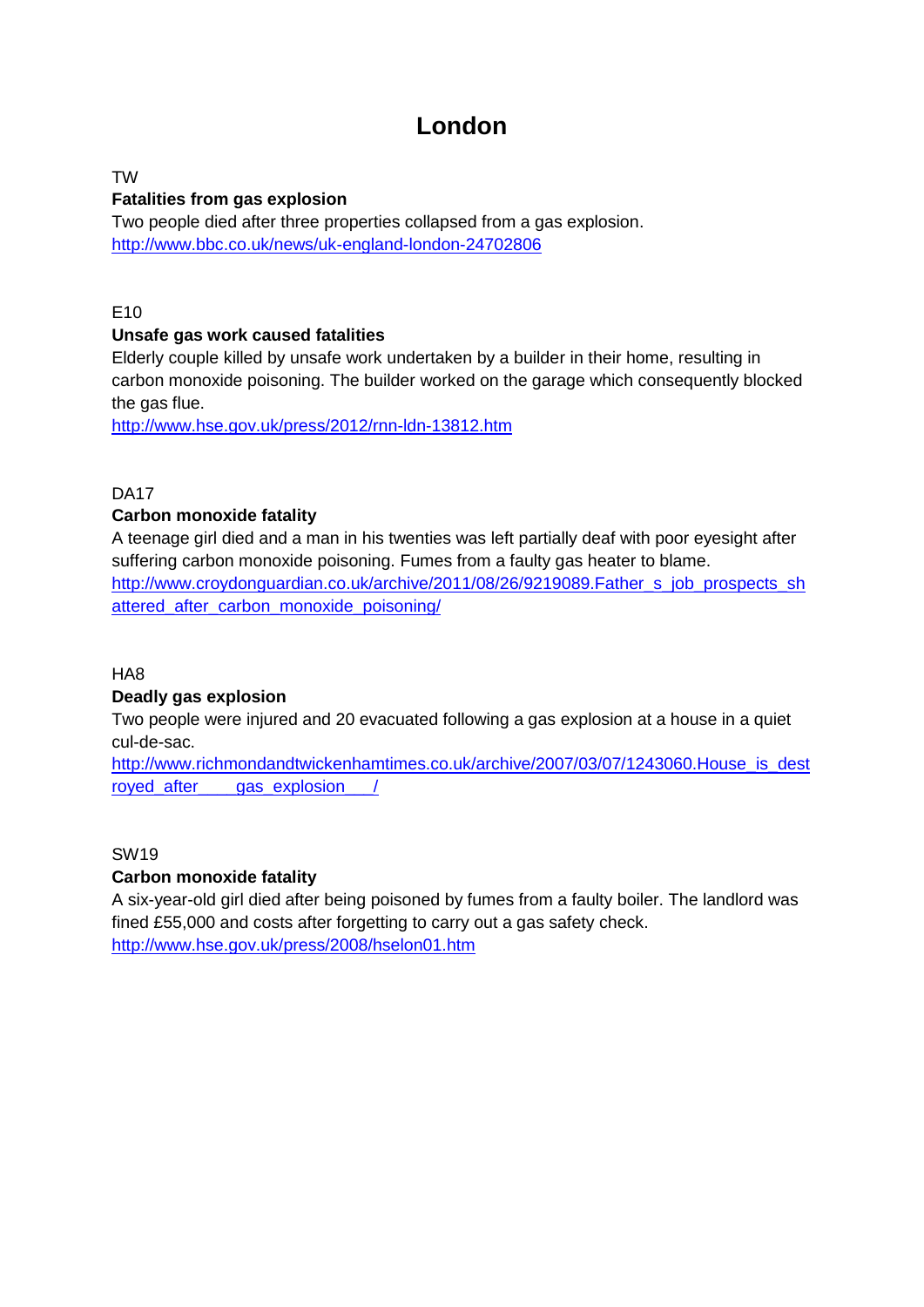# London

TW

**Fatalities from gas explosion**

Two people died after three properties collapsed from a gas explosion.
http://www.bbc.co.uk/news/uk-england-london-24702806

E10

**Unsafe gas work caused fatalities**

Elderly couple killed by unsafe work undertaken by a builder in their home, resulting in carbon monoxide poisoning. The builder worked on the garage which consequently blocked the gas flue.
http://www.hse.gov.uk/press/2012/rnn-ldn-13812.htm

DA17

**Carbon monoxide fatality**

A teenage girl died and a man in his twenties was left partially deaf with poor eyesight after suffering carbon monoxide poisoning. Fumes from a faulty gas heater to blame.
http://www.croydonguardian.co.uk/archive/2011/08/26/9219089.Father_s_job_prospects_shattered_after_carbon_monoxide_poisoning/

HA8

**Deadly gas explosion**

Two people were injured and 20 evacuated following a gas explosion at a house in a quiet cul-de-sac.
http://www.richmondandtwickenhamtimes.co.uk/archive/2007/03/07/1243060.House_is_destroyed_after____gas_explosion___/

SW19

**Carbon monoxide fatality**

A six-year-old girl died after being poisoned by fumes from a faulty boiler. The landlord was fined £55,000 and costs after forgetting to carry out a gas safety check.
http://www.hse.gov.uk/press/2008/hselon01.htm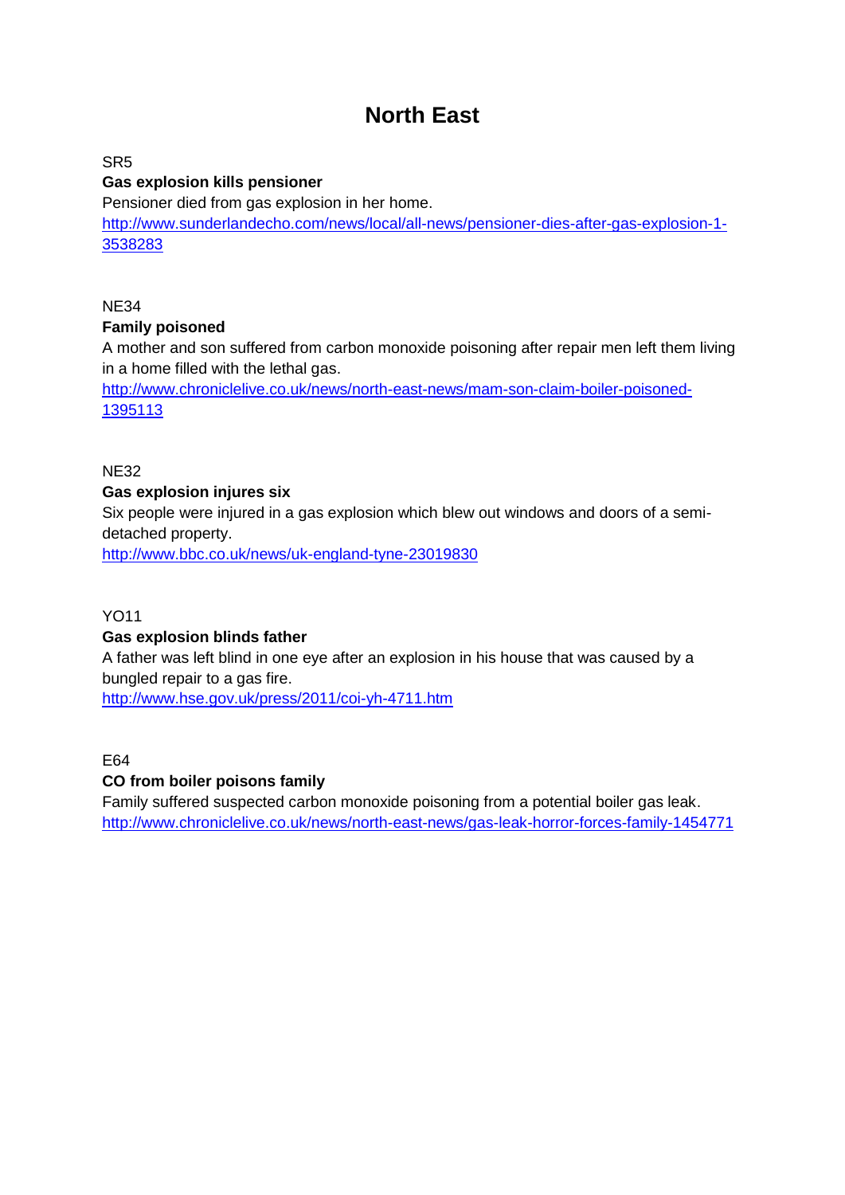# North East

SR5

**Gas explosion kills pensioner**

Pensioner died from gas explosion in her home.

http://www.sunderlandecho.com/news/local/all-news/pensioner-dies-after-gas-explosion-1-3538283

NE34

**Family poisoned**

A mother and son suffered from carbon monoxide poisoning after repair men left them living in a home filled with the lethal gas.

http://www.chroniclelive.co.uk/news/north-east-news/mam-son-claim-boiler-poisoned-1395113

NE32

**Gas explosion injures six**

Six people were injured in a gas explosion which blew out windows and doors of a semi-detached property.

http://www.bbc.co.uk/news/uk-england-tyne-23019830

YO11

**Gas explosion blinds father**

A father was left blind in one eye after an explosion in his house that was caused by a bungled repair to a gas fire.

http://www.hse.gov.uk/press/2011/coi-yh-4711.htm

E64

**CO from boiler poisons family**

Family suffered suspected carbon monoxide poisoning from a potential boiler gas leak.

http://www.chroniclelive.co.uk/news/north-east-news/gas-leak-horror-forces-family-1454771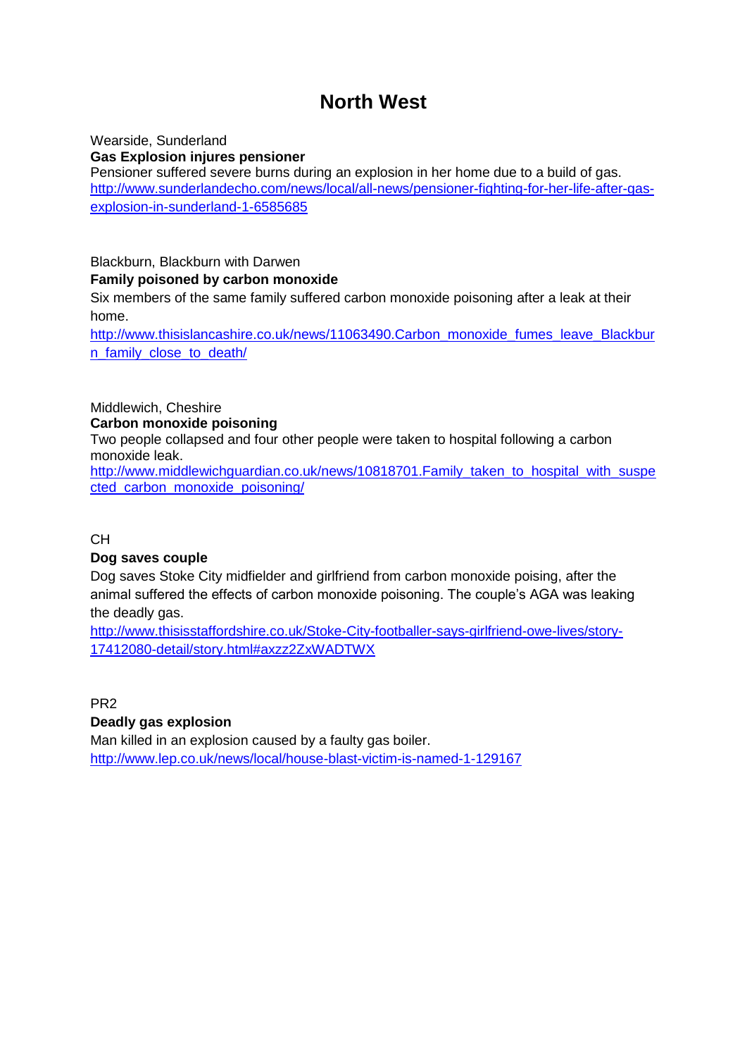# North West

Wearside, Sunderland

**Gas Explosion injures pensioner**

Pensioner suffered severe burns during an explosion in her home due to a build of gas.
http://www.sunderlandecho.com/news/local/all-news/pensioner-fighting-for-her-life-after-gas-explosion-in-sunderland-1-6585685

Blackburn, Blackburn with Darwen

**Family poisoned by carbon monoxide**

Six members of the same family suffered carbon monoxide poisoning after a leak at their home.
http://www.thisislancashire.co.uk/news/11063490.Carbon_monoxide_fumes_leave_Blackburn_family_close_to_death/

Middlewich, Cheshire

**Carbon monoxide poisoning**

Two people collapsed and four other people were taken to hospital following a carbon monoxide leak.
http://www.middlewichguardian.co.uk/news/10818701.Family_taken_to_hospital_with_suspected_carbon_monoxide_poisoning/

CH

**Dog saves couple**

Dog saves Stoke City midfielder and girlfriend from carbon monoxide poising, after the animal suffered the effects of carbon monoxide poisoning. The couple's AGA was leaking the deadly gas.
http://www.thisisstaffordshire.co.uk/Stoke-City-footballer-says-girlfriend-owe-lives/story-17412080-detail/story.html#axzz2ZxWADTWX

PR2

**Deadly gas explosion**

Man killed in an explosion caused by a faulty gas boiler.
http://www.lep.co.uk/news/local/house-blast-victim-is-named-1-129167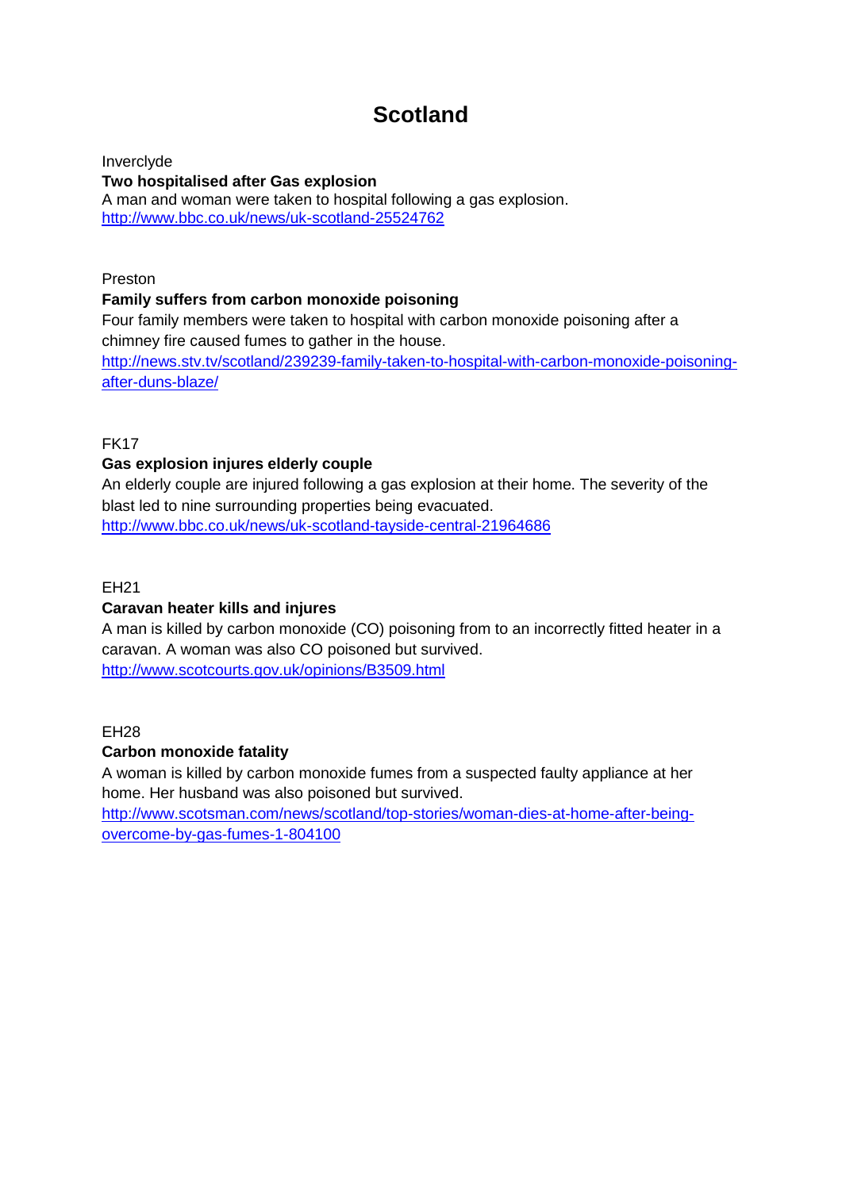# Scotland

Inverclyde

**Two hospitalised after Gas explosion**

A man and woman were taken to hospital following a gas explosion.
http://www.bbc.co.uk/news/uk-scotland-25524762

Preston

**Family suffers from carbon monoxide poisoning**

Four family members were taken to hospital with carbon monoxide poisoning after a chimney fire caused fumes to gather in the house.
http://news.stv.tv/scotland/239239-family-taken-to-hospital-with-carbon-monoxide-poisoning-after-duns-blaze/

FK17

**Gas explosion injures elderly couple**

An elderly couple are injured following a gas explosion at their home. The severity of the blast led to nine surrounding properties being evacuated.
http://www.bbc.co.uk/news/uk-scotland-tayside-central-21964686

EH21

**Caravan heater kills and injures**

A man is killed by carbon monoxide (CO) poisoning from to an incorrectly fitted heater in a caravan. A woman was also CO poisoned but survived.
http://www.scotcourts.gov.uk/opinions/B3509.html

EH28

**Carbon monoxide fatality**

A woman is killed by carbon monoxide fumes from a suspected faulty appliance at her home. Her husband was also poisoned but survived.
http://www.scotsman.com/news/scotland/top-stories/woman-dies-at-home-after-being-overcome-by-gas-fumes-1-804100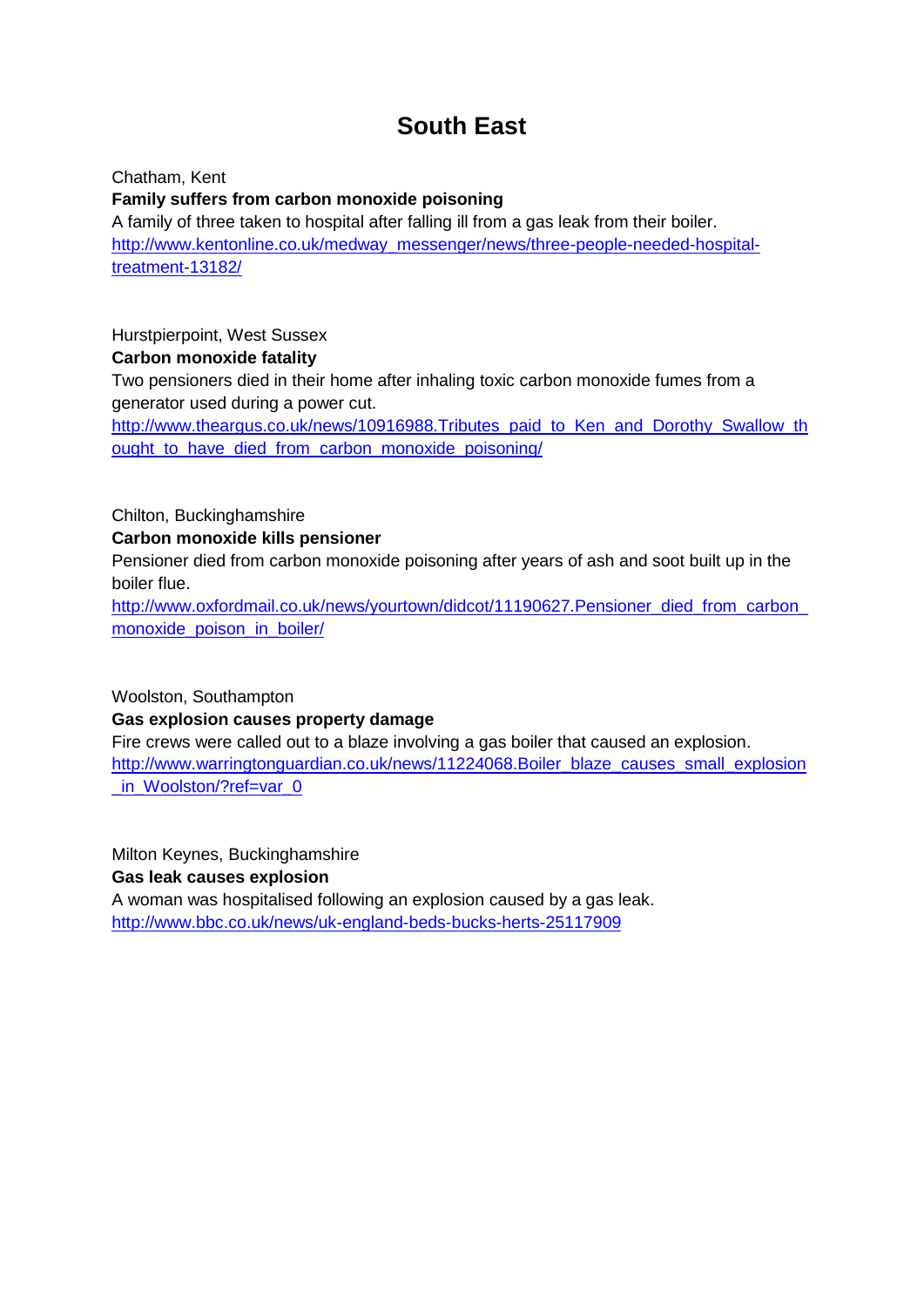# South East

Chatham, Kent

**Family suffers from carbon monoxide poisoning**

A family of three taken to hospital after falling ill from a gas leak from their boiler.

http://www.kentonline.co.uk/medway_messenger/news/three-people-needed-hospital-treatment-13182/

Hurstpierpoint, West Sussex

**Carbon monoxide fatality**

Two pensioners died in their home after inhaling toxic carbon monoxide fumes from a generator used during a power cut.

http://www.theargus.co.uk/news/10916988.Tributes_paid_to_Ken_and_Dorothy_Swallow_thought_to_have_died_from_carbon_monoxide_poisoning/

Chilton, Buckinghamshire

**Carbon monoxide kills pensioner**

Pensioner died from carbon monoxide poisoning after years of ash and soot built up in the boiler flue.

http://www.oxfordmail.co.uk/news/yourtown/didcot/11190627.Pensioner_died_from_carbon_monoxide_poison_in_boiler/

Woolston, Southampton

**Gas explosion causes property damage**

Fire crews were called out to a blaze involving a gas boiler that caused an explosion.

http://www.warringtonguardian.co.uk/news/11224068.Boiler_blaze_causes_small_explosion_in_Woolston/?ref=var_0

Milton Keynes, Buckinghamshire

**Gas leak causes explosion**

A woman was hospitalised following an explosion caused by a gas leak.

http://www.bbc.co.uk/news/uk-england-beds-bucks-herts-25117909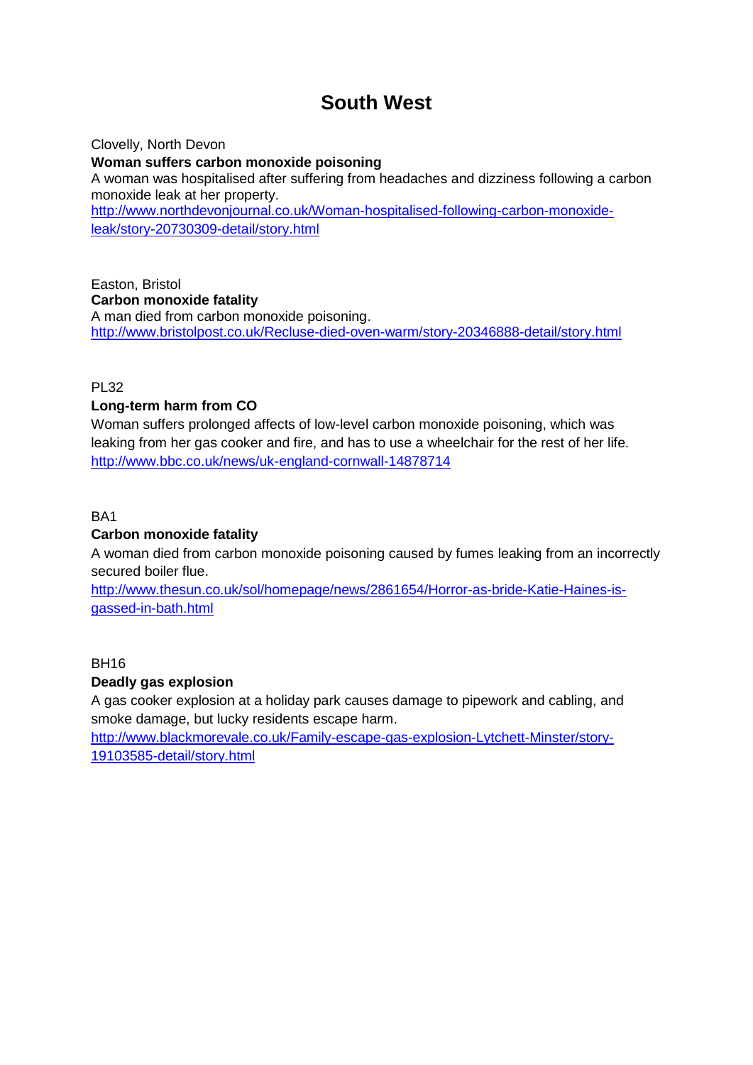# South West

Clovelly, North Devon

**Woman suffers carbon monoxide poisoning**

A woman was hospitalised after suffering from headaches and dizziness following a carbon monoxide leak at her property.

http://www.northdevonjournal.co.uk/Woman-hospitalised-following-carbon-monoxide-leak/story-20730309-detail/story.html

Easton, Bristol

**Carbon monoxide fatality**

A man died from carbon monoxide poisoning.

http://www.bristolpost.co.uk/Recluse-died-oven-warm/story-20346888-detail/story.html

PL32

**Long-term harm from CO**

Woman suffers prolonged affects of low-level carbon monoxide poisoning, which was leaking from her gas cooker and fire, and has to use a wheelchair for the rest of her life.

http://www.bbc.co.uk/news/uk-england-cornwall-14878714

BA1

**Carbon monoxide fatality**

A woman died from carbon monoxide poisoning caused by fumes leaking from an incorrectly secured boiler flue.

http://www.thesun.co.uk/sol/homepage/news/2861654/Horror-as-bride-Katie-Haines-is-gassed-in-bath.html

BH16

**Deadly gas explosion**

A gas cooker explosion at a holiday park causes damage to pipework and cabling, and smoke damage, but lucky residents escape harm.

http://www.blackmorevale.co.uk/Family-escape-gas-explosion-Lytchett-Minster/story-19103585-detail/story.html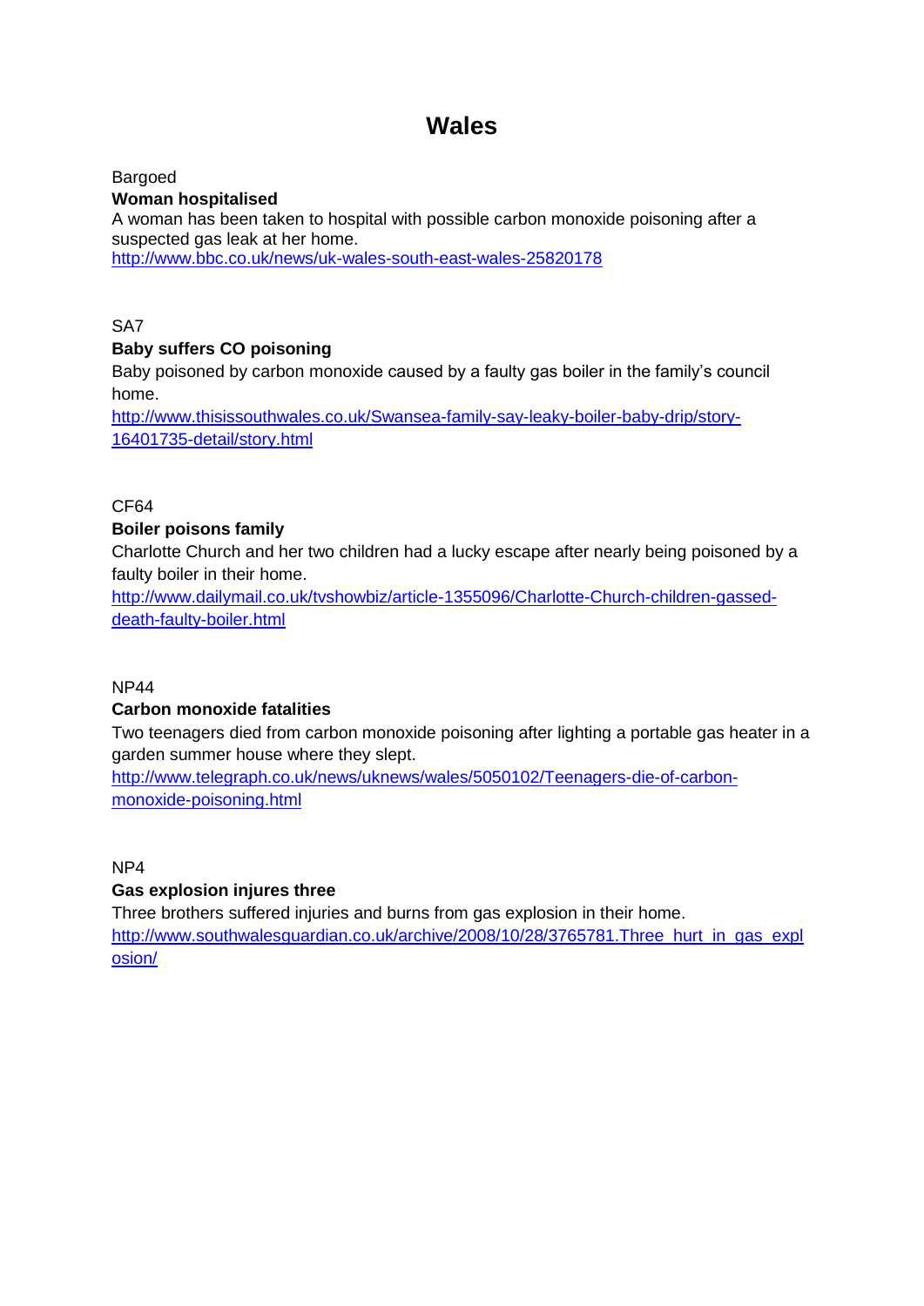# Wales

Bargoed

**Woman hospitalised**

A woman has been taken to hospital with possible carbon monoxide poisoning after a suspected gas leak at her home.

http://www.bbc.co.uk/news/uk-wales-south-east-wales-25820178

SA7

**Baby suffers CO poisoning**

Baby poisoned by carbon monoxide caused by a faulty gas boiler in the family's council home.

http://www.thisissouthwales.co.uk/Swansea-family-say-leaky-boiler-baby-drip/story-16401735-detail/story.html

CF64

**Boiler poisons family**

Charlotte Church and her two children had a lucky escape after nearly being poisoned by a faulty boiler in their home.

http://www.dailymail.co.uk/tvshowbiz/article-1355096/Charlotte-Church-children-gassed-death-faulty-boiler.html

NP44

**Carbon monoxide fatalities**

Two teenagers died from carbon monoxide poisoning after lighting a portable gas heater in a garden summer house where they slept.

http://www.telegraph.co.uk/news/uknews/wales/5050102/Teenagers-die-of-carbon-monoxide-poisoning.html

NP4

**Gas explosion injures three**

Three brothers suffered injuries and burns from gas explosion in their home.

http://www.southwalesguardian.co.uk/archive/2008/10/28/3765781.Three_hurt_in_gas_explosion/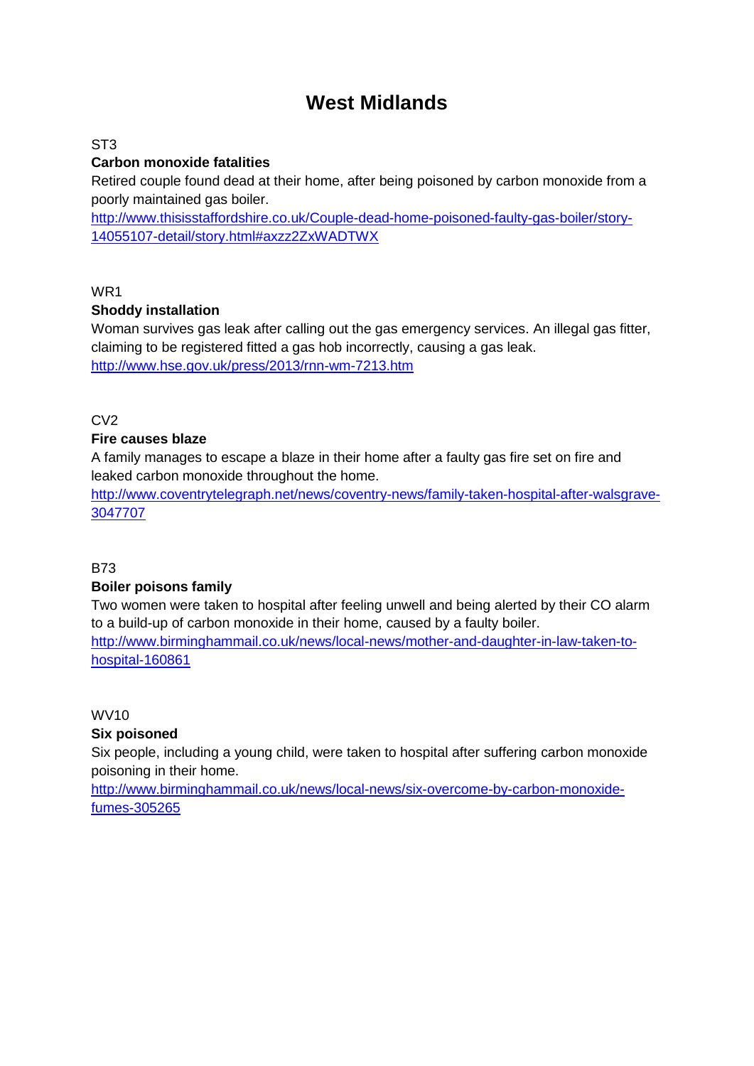# West Midlands

ST3

**Carbon monoxide fatalities**

Retired couple found dead at their home, after being poisoned by carbon monoxide from a poorly maintained gas boiler.

http://www.thisisstaffordshire.co.uk/Couple-dead-home-poisoned-faulty-gas-boiler/story-14055107-detail/story.html#axzz2ZxWADTWX

WR1

**Shoddy installation**

Woman survives gas leak after calling out the gas emergency services. An illegal gas fitter, claiming to be registered fitted a gas hob incorrectly, causing a gas leak.

http://www.hse.gov.uk/press/2013/rnn-wm-7213.htm

CV2

**Fire causes blaze**

A family manages to escape a blaze in their home after a faulty gas fire set on fire and leaked carbon monoxide throughout the home.

http://www.coventrytelegraph.net/news/coventry-news/family-taken-hospital-after-walsgrave-3047707

B73

**Boiler poisons family**

Two women were taken to hospital after feeling unwell and being alerted by their CO alarm to a build-up of carbon monoxide in their home, caused by a faulty boiler.

http://www.birminghammail.co.uk/news/local-news/mother-and-daughter-in-law-taken-to-hospital-160861

WV10

**Six poisoned**

Six people, including a young child, were taken to hospital after suffering carbon monoxide poisoning in their home.

http://www.birminghammail.co.uk/news/local-news/six-overcome-by-carbon-monoxide-fumes-305265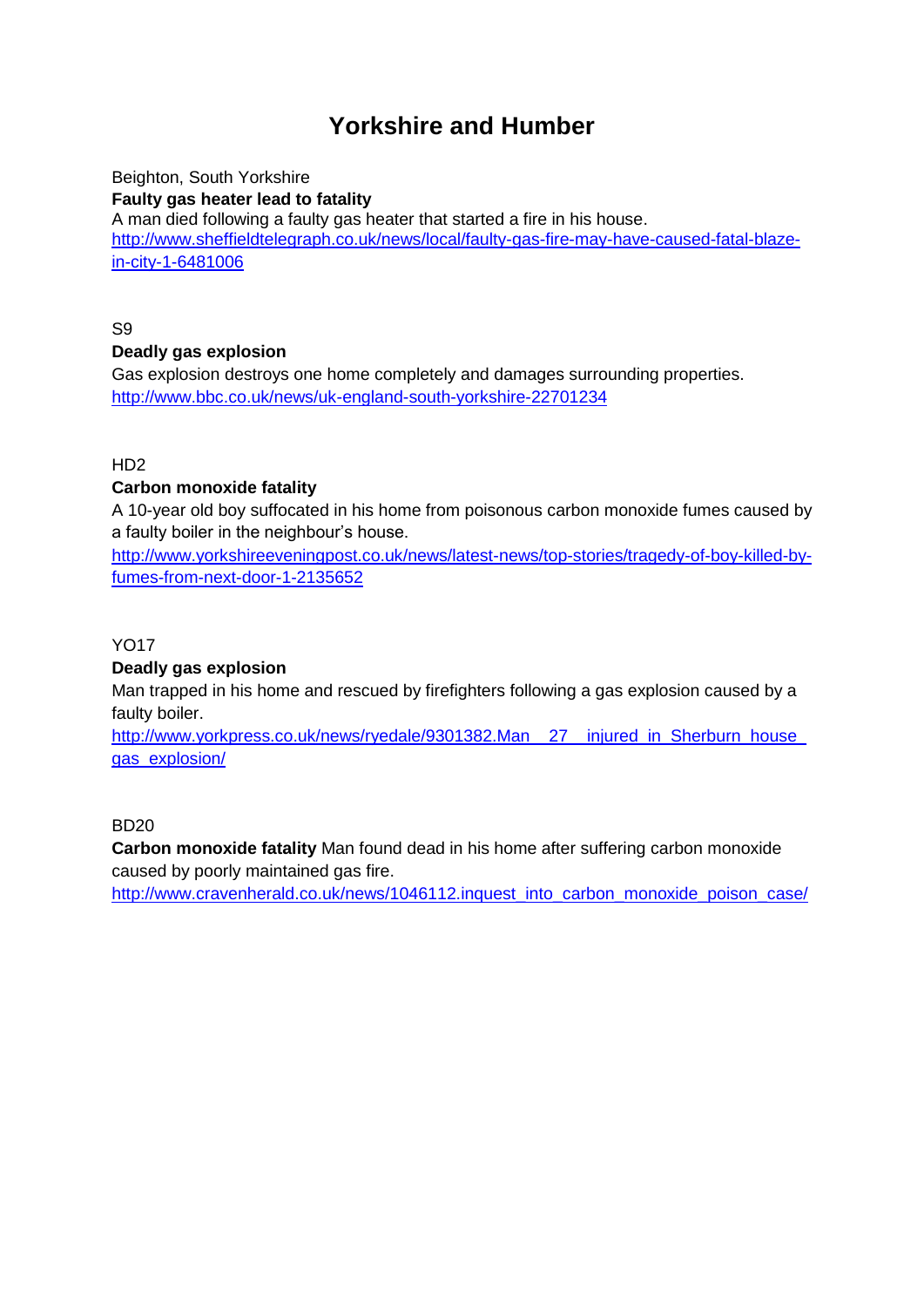# Yorkshire and Humber

Beighton, South Yorkshire
**Faulty gas heater lead to fatality**
A man died following a faulty gas heater that started a fire in his house.
http://www.sheffieldtelegraph.co.uk/news/local/faulty-gas-fire-may-have-caused-fatal-blaze-in-city-1-6481006

S9
**Deadly gas explosion**
Gas explosion destroys one home completely and damages surrounding properties.
http://www.bbc.co.uk/news/uk-england-south-yorkshire-22701234

HD2
**Carbon monoxide fatality**
A 10-year old boy suffocated in his home from poisonous carbon monoxide fumes caused by a faulty boiler in the neighbour's house.
http://www.yorkshireeveningpost.co.uk/news/latest-news/top-stories/tragedy-of-boy-killed-by-fumes-from-next-door-1-2135652

YO17
**Deadly gas explosion**
Man trapped in his home and rescued by firefighters following a gas explosion caused by a faulty boiler.
http://www.yorkpress.co.uk/news/ryedale/9301382.Man__27__injured_in_Sherburn_house_gas_explosion/

BD20
**Carbon monoxide fatality** Man found dead in his home after suffering carbon monoxide caused by poorly maintained gas fire.
http://www.cravenherald.co.uk/news/1046112.inquest_into_carbon_monoxide_poison_case/